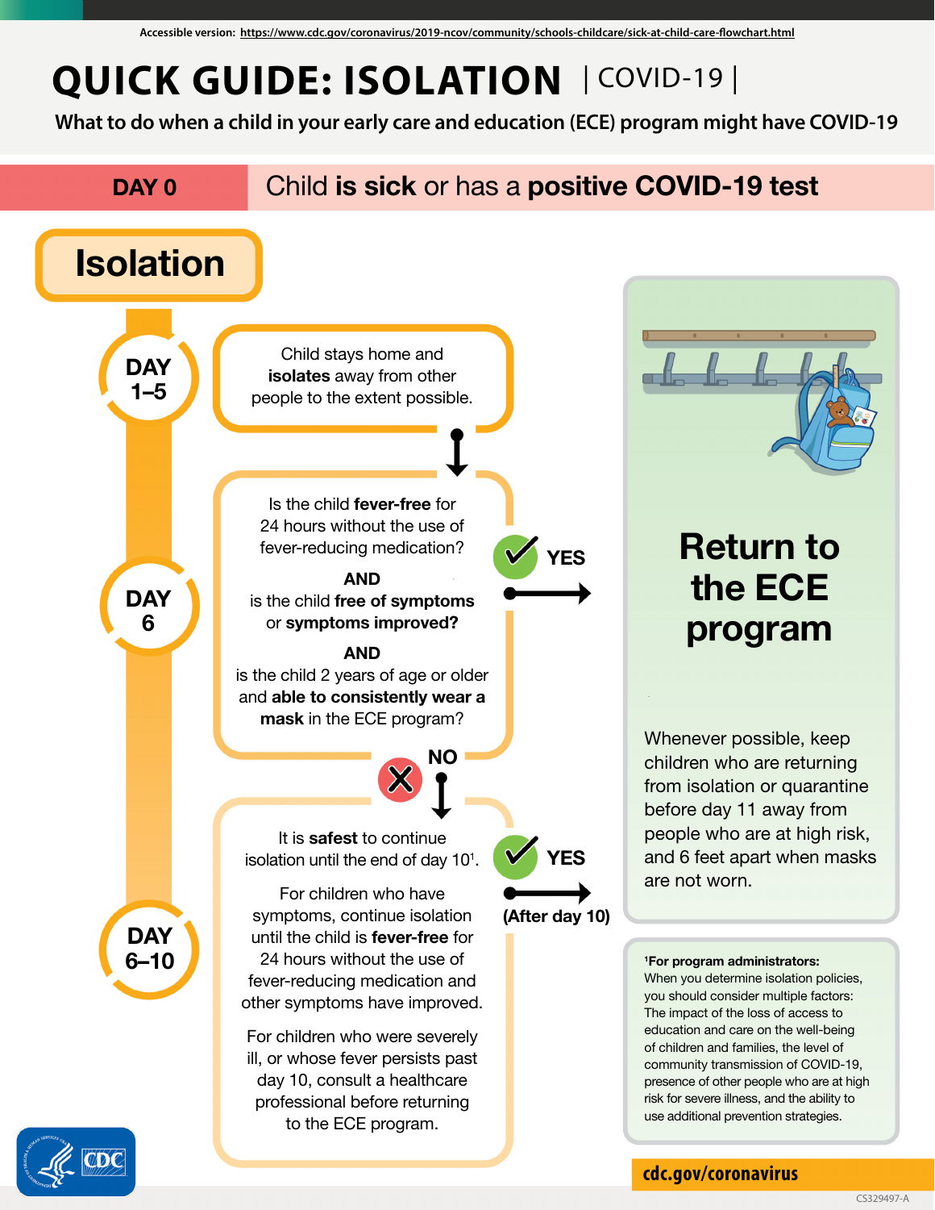Accessible version: https://www.cdc.gov/coronavirus/2019-ncov/community/schools-childcare/sick-at-child-care-flowchart.html

# QUICK GUIDE: ISOLATION | COVID-19 |

**What to do when a child in your early care and education (ECE) program might have COVID-19**

**DAY 0** — Child **is sick** or has a **positive COVID-19 test**

## Isolation

**DAY 1–5**

Child stays home and **isolates** away from other people to the extent possible.

**DAY 6**

Is the child **fever-free** for 24 hours without the use of fever-reducing medication?

**AND**

is the child **free of symptoms** or **symptoms improved?**

**AND**

is the child 2 years of age or older and **able to consistently wear a mask** in the ECE program?

**YES** → Return to the ECE program

**NO** ↓

**DAY 6–10**

It is **safest** to continue isolation until the end of day 10[1].

For children who have symptoms, continue isolation until the child is **fever-free** for 24 hours without the use of fever-reducing medication and other symptoms have improved.

For children who were severely ill, or whose fever persists past day 10, consult a healthcare professional before returning to the ECE program.

**YES** → **(After day 10)** Return to the ECE program

## Return to the ECE program

Whenever possible, keep children who are returning from isolation or quarantine before day 11 away from people who are at high risk, and 6 feet apart when masks are not worn.

[1]**For program administrators:** When you determine isolation policies, you should consider multiple factors: The impact of the loss of access to education and care on the well-being of children and families, the level of community transmission of COVID-19, presence of other people who are at high risk for severe illness, and the ability to use additional prevention strategies.

cdc.gov/coronavirus

CS329497-A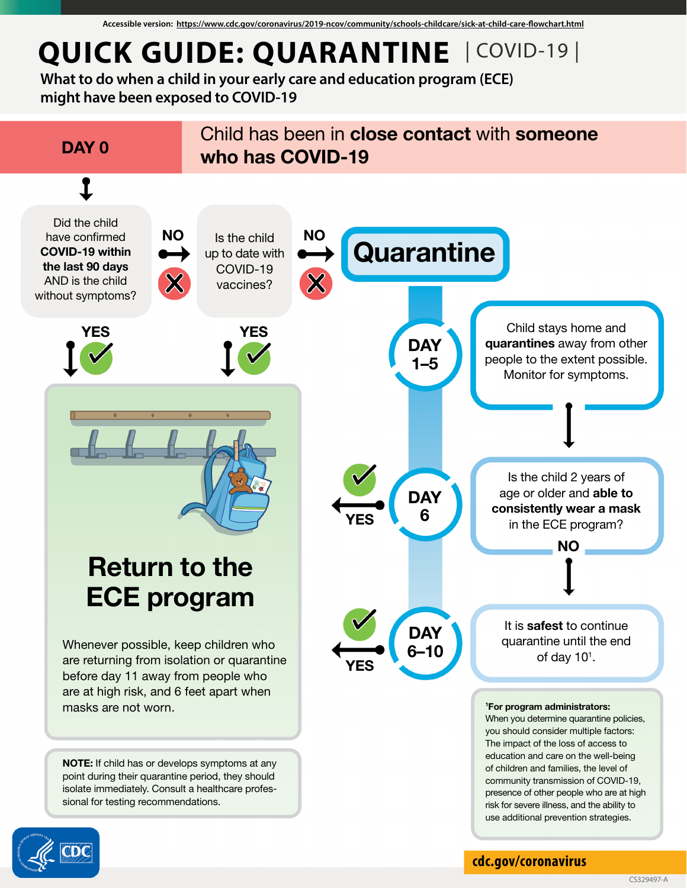Accessible version: https://www.cdc.gov/coronavirus/2019-ncov/community/schools-childcare/sick-at-child-care-flowchart.html

# QUICK GUIDE: QUARANTINE | COVID-19 |

**What to do when a child in your early care and education program (ECE) might have been exposed to COVID-19**

**DAY 0** — Child has been in **close contact** with **someone who has COVID-19**

Did the child have confirmed **COVID-19 within the last 90 days** AND is the child without symptoms?

- **YES** → Return to the ECE program
- **NO** → Is the child up to date with COVID-19 vaccines?
  - **YES** → Return to the ECE program
  - **NO** → **Quarantine**

## Quarantine

**DAY 1–5**: Child stays home and **quarantines** away from other people to the extent possible. Monitor for symptoms.

**DAY 6**: Is the child 2 years of age or older and **able to consistently wear a mask** in the ECE program?

- **YES** → Return to the ECE program
- **NO** → **DAY 6–10**: It is **safest** to continue quarantine until the end of day 10[1].
  - **YES** → Return to the ECE program

## Return to the ECE program

Whenever possible, keep children who are returning from isolation or quarantine before day 11 away from people who are at high risk, and 6 feet apart when masks are not worn.

**NOTE:** If child has or develops symptoms at any point during their quarantine period, they should isolate immediately. Consult a healthcare professional for testing recommendations.

[1]**For program administrators:** When you determine quarantine policies, you should consider multiple factors: The impact of the loss of access to education and care on the well-being of children and families, the level of community transmission of COVID-19, presence of other people who are at high risk for severe illness, and the ability to use additional prevention strategies.

cdc.gov/coronavirus

CS329497-A